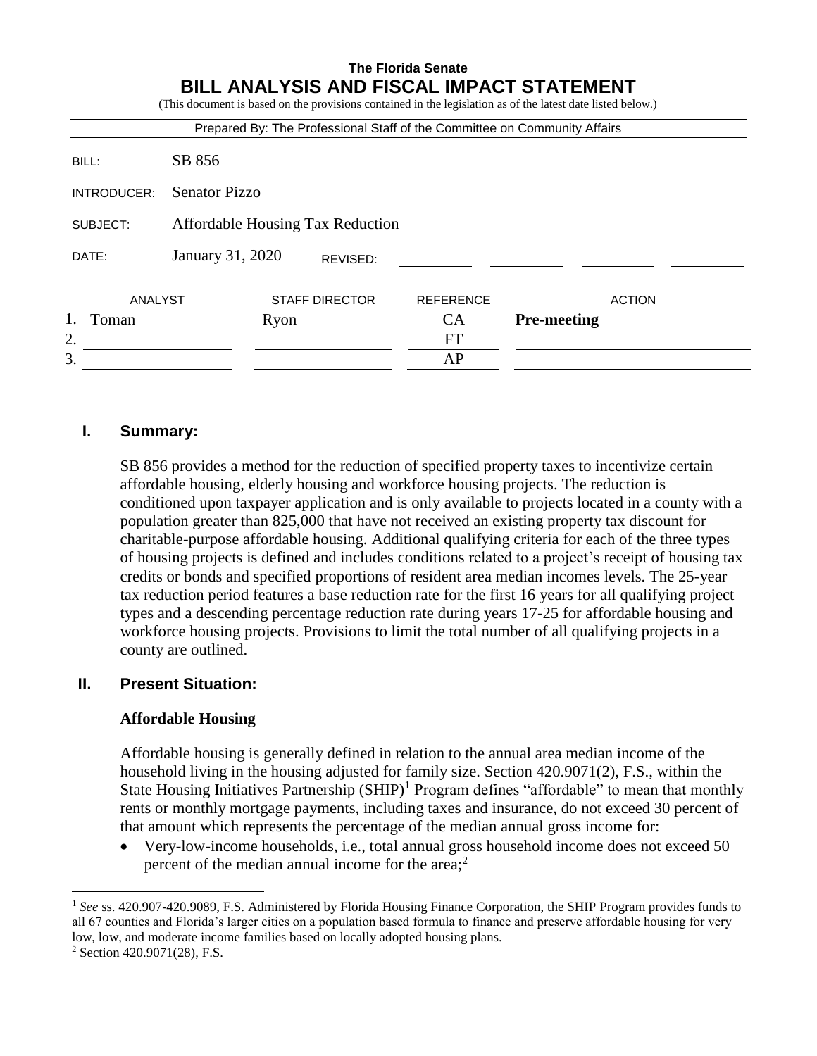**The Florida Senate**

# BILL ANALYSIS AND FISCAL IMPACT STATEMENT

(This document is based on the provisions contained in the legislation as of the latest date listed below.)

Prepared By: The Professional Staff of the Committee on Community Affairs

| | |
|---|---|
| BILL: | SB 856 |
| INTRODUCER: | Senator Pizzo |
| SUBJECT: | Affordable Housing Tax Reduction |
| DATE: | January 31, 2020 REVISED: |

| | ANALYST | STAFF DIRECTOR | REFERENCE | ACTION |
|---|---|---|---|---|
| 1. | Toman | Ryon | CA | **Pre-meeting** |
| 2. | | | FT | |
| 3. | | | AP | |

## I. Summary:

SB 856 provides a method for the reduction of specified property taxes to incentivize certain affordable housing, elderly housing and workforce housing projects. The reduction is conditioned upon taxpayer application and is only available to projects located in a county with a population greater than 825,000 that have not received an existing property tax discount for charitable-purpose affordable housing. Additional qualifying criteria for each of the three types of housing projects is defined and includes conditions related to a project's receipt of housing tax credits or bonds and specified proportions of resident area median incomes levels. The 25-year tax reduction period features a base reduction rate for the first 16 years for all qualifying project types and a descending percentage reduction rate during years 17-25 for affordable housing and workforce housing projects. Provisions to limit the total number of all qualifying projects in a county are outlined.

## II. Present Situation:

### Affordable Housing

Affordable housing is generally defined in relation to the annual area median income of the household living in the housing adjusted for family size. Section 420.9071(2), F.S., within the State Housing Initiatives Partnership (SHIP)[1] Program defines "affordable" to mean that monthly rents or monthly mortgage payments, including taxes and insurance, do not exceed 30 percent of that amount which represents the percentage of the median annual gross income for:

- Very-low-income households, i.e., total annual gross household income does not exceed 50 percent of the median annual income for the area;[2]

---

[1] *See* ss. 420.907-420.9089, F.S. Administered by Florida Housing Finance Corporation, the SHIP Program provides funds to all 67 counties and Florida's larger cities on a population based formula to finance and preserve affordable housing for very low, low, and moderate income families based on locally adopted housing plans.

[2] Section 420.9071(28), F.S.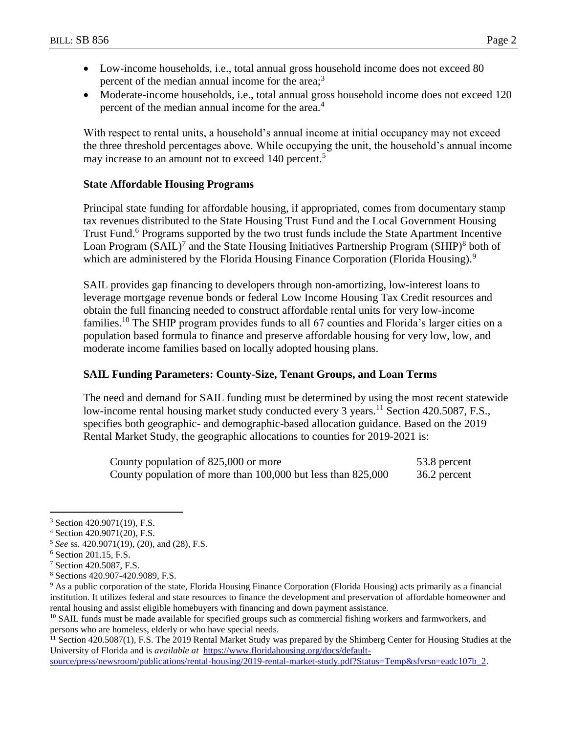- Low-income households, i.e., total annual gross household income does not exceed 80 percent of the median annual income for the area;[3]
- Moderate-income households, i.e., total annual gross household income does not exceed 120 percent of the median annual income for the area.[4]

With respect to rental units, a household's annual income at initial occupancy may not exceed the three threshold percentages above. While occupying the unit, the household's annual income may increase to an amount not to exceed 140 percent.[5]

### State Affordable Housing Programs

Principal state funding for affordable housing, if appropriated, comes from documentary stamp tax revenues distributed to the State Housing Trust Fund and the Local Government Housing Trust Fund.[6] Programs supported by the two trust funds include the State Apartment Incentive Loan Program (SAIL)[7] and the State Housing Initiatives Partnership Program (SHIP)[8] both of which are administered by the Florida Housing Finance Corporation (Florida Housing).[9]

SAIL provides gap financing to developers through non-amortizing, low-interest loans to leverage mortgage revenue bonds or federal Low Income Housing Tax Credit resources and obtain the full financing needed to construct affordable rental units for very low-income families.[10] The SHIP program provides funds to all 67 counties and Florida's larger cities on a population based formula to finance and preserve affordable housing for very low, low, and moderate income families based on locally adopted housing plans.

### SAIL Funding Parameters: County-Size, Tenant Groups, and Loan Terms

The need and demand for SAIL funding must be determined by using the most recent statewide low-income rental housing market study conducted every 3 years.[11] Section 420.5087, F.S., specifies both geographic- and demographic-based allocation guidance. Based on the 2019 Rental Market Study, the geographic allocations to counties for 2019-2021 is:

| | |
|---|---|
| County population of 825,000 or more | 53.8 percent |
| County population of more than 100,000 but less than 825,000 | 36.2 percent |

---

[3] Section 420.9071(19), F.S.

[4] Section 420.9071(20), F.S.

[5] *See* ss. 420.9071(19), (20), and (28), F.S.

[6] Section 201.15, F.S.

[7] Section 420.5087, F.S.

[8] Sections 420.907-420.9089, F.S.

[9] As a public corporation of the state, Florida Housing Finance Corporation (Florida Housing) acts primarily as a financial institution. It utilizes federal and state resources to finance the development and preservation of affordable homeowner and rental housing and assist eligible homebuyers with financing and down payment assistance.

[10] SAIL funds must be made available for specified groups such as commercial fishing workers and farmworkers, and persons who are homeless, elderly or who have special needs.

[11] Section 420.5087(1), F.S. The 2019 Rental Market Study was prepared by the Shimberg Center for Housing Studies at the University of Florida and is *available at* https://www.floridahousing.org/docs/default-source/press/newsroom/publications/rental-housing/2019-rental-market-study.pdf?Status=Temp&sfvrsn=eadc107b_2.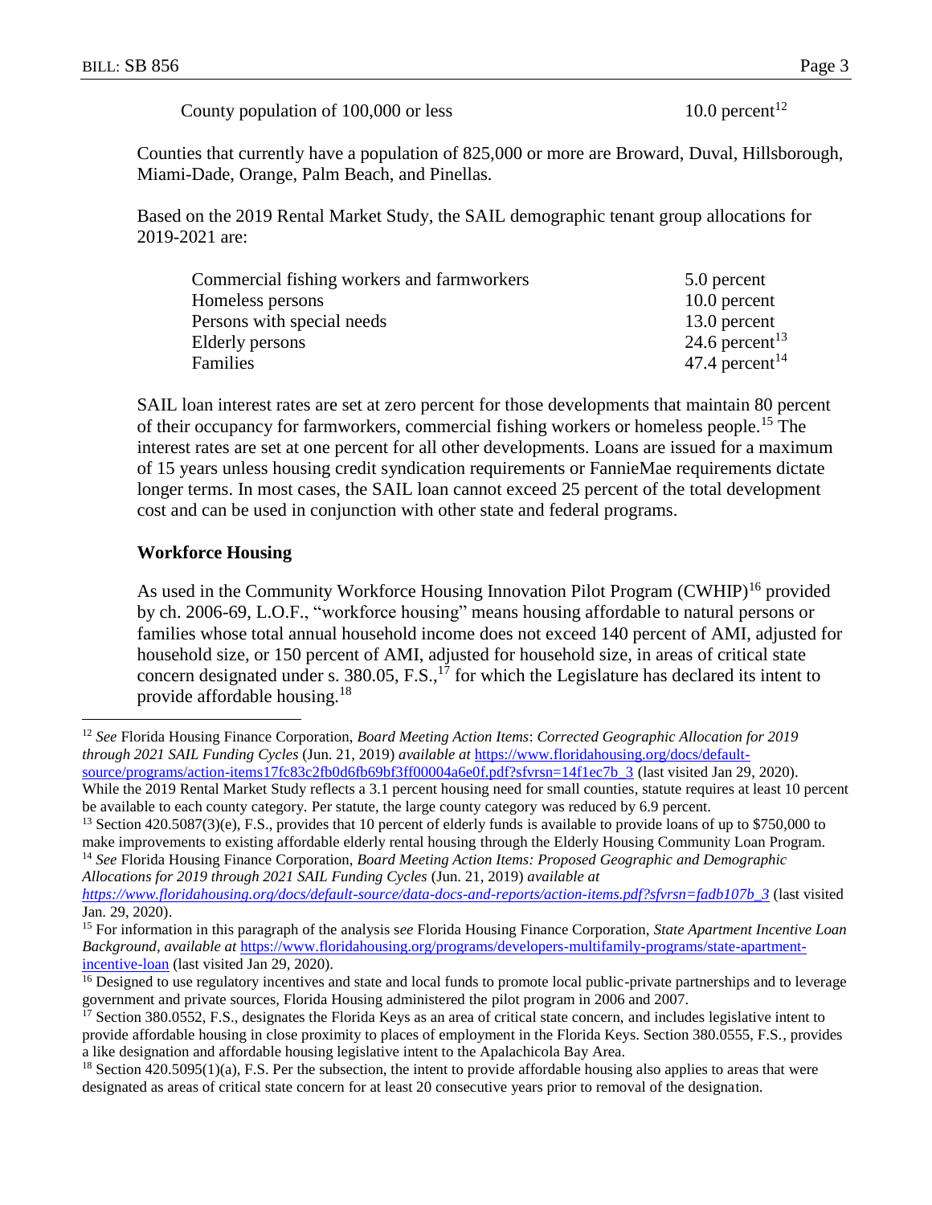| | |
|---|---|
| County population of 100,000 or less | 10.0 percent[12] |

Counties that currently have a population of 825,000 or more are Broward, Duval, Hillsborough, Miami-Dade, Orange, Palm Beach, and Pinellas.

Based on the 2019 Rental Market Study, the SAIL demographic tenant group allocations for 2019-2021 are:

| | |
|---|---|
| Commercial fishing workers and farmworkers | 5.0 percent |
| Homeless persons | 10.0 percent |
| Persons with special needs | 13.0 percent |
| Elderly persons | 24.6 percent[13] |
| Families | 47.4 percent[14] |

SAIL loan interest rates are set at zero percent for those developments that maintain 80 percent of their occupancy for farmworkers, commercial fishing workers or homeless people.[15] The interest rates are set at one percent for all other developments. Loans are issued for a maximum of 15 years unless housing credit syndication requirements or FannieMae requirements dictate longer terms. In most cases, the SAIL loan cannot exceed 25 percent of the total development cost and can be used in conjunction with other state and federal programs.

### Workforce Housing

As used in the Community Workforce Housing Innovation Pilot Program (CWHIP)[16] provided by ch. 2006-69, L.O.F., "workforce housing" means housing affordable to natural persons or families whose total annual household income does not exceed 140 percent of AMI, adjusted for household size, or 150 percent of AMI, adjusted for household size, in areas of critical state concern designated under s. 380.05, F.S.,[17] for which the Legislature has declared its intent to provide affordable housing.[18]

---

[12] *See* Florida Housing Finance Corporation, *Board Meeting Action Items*: *Corrected Geographic Allocation for 2019 through 2021 SAIL Funding Cycles* (Jun. 21, 2019) *available at* https://www.floridahousing.org/docs/default-source/programs/action-items17fc83c2fb0d6fb69bf3ff00004a6e0f.pdf?sfvrsn=14f1ec7b_3 (last visited Jan 29, 2020). While the 2019 Rental Market Study reflects a 3.1 percent housing need for small counties, statute requires at least 10 percent be available to each county category. Per statute, the large county category was reduced by 6.9 percent.

[13] Section 420.5087(3)(e), F.S., provides that 10 percent of elderly funds is available to provide loans of up to $750,000 to make improvements to existing affordable elderly rental housing through the Elderly Housing Community Loan Program.

[14] *See* Florida Housing Finance Corporation, *Board Meeting Action Items: Proposed Geographic and Demographic Allocations for 2019 through 2021 SAIL Funding Cycles* (Jun. 21, 2019) *available at* *https://www.floridahousing.org/docs/default-source/data-docs-and-reports/action-items.pdf?sfvrsn=fadb107b_3* (last visited Jan. 29, 2020).

[15] For information in this paragraph of the analysis s*ee* Florida Housing Finance Corporation, *State Apartment Incentive Loan Background, available at* https://www.floridahousing.org/programs/developers-multifamily-programs/state-apartment-incentive-loan (last visited Jan 29, 2020).

[16] Designed to use regulatory incentives and state and local funds to promote local public-private partnerships and to leverage government and private sources, Florida Housing administered the pilot program in 2006 and 2007.

[17] Section 380.0552, F.S., designates the Florida Keys as an area of critical state concern, and includes legislative intent to provide affordable housing in close proximity to places of employment in the Florida Keys. Section 380.0555, F.S., provides a like designation and affordable housing legislative intent to the Apalachicola Bay Area.

[18] Section 420.5095(1)(a), F.S. Per the subsection, the intent to provide affordable housing also applies to areas that were designated as areas of critical state concern for at least 20 consecutive years prior to removal of the designation.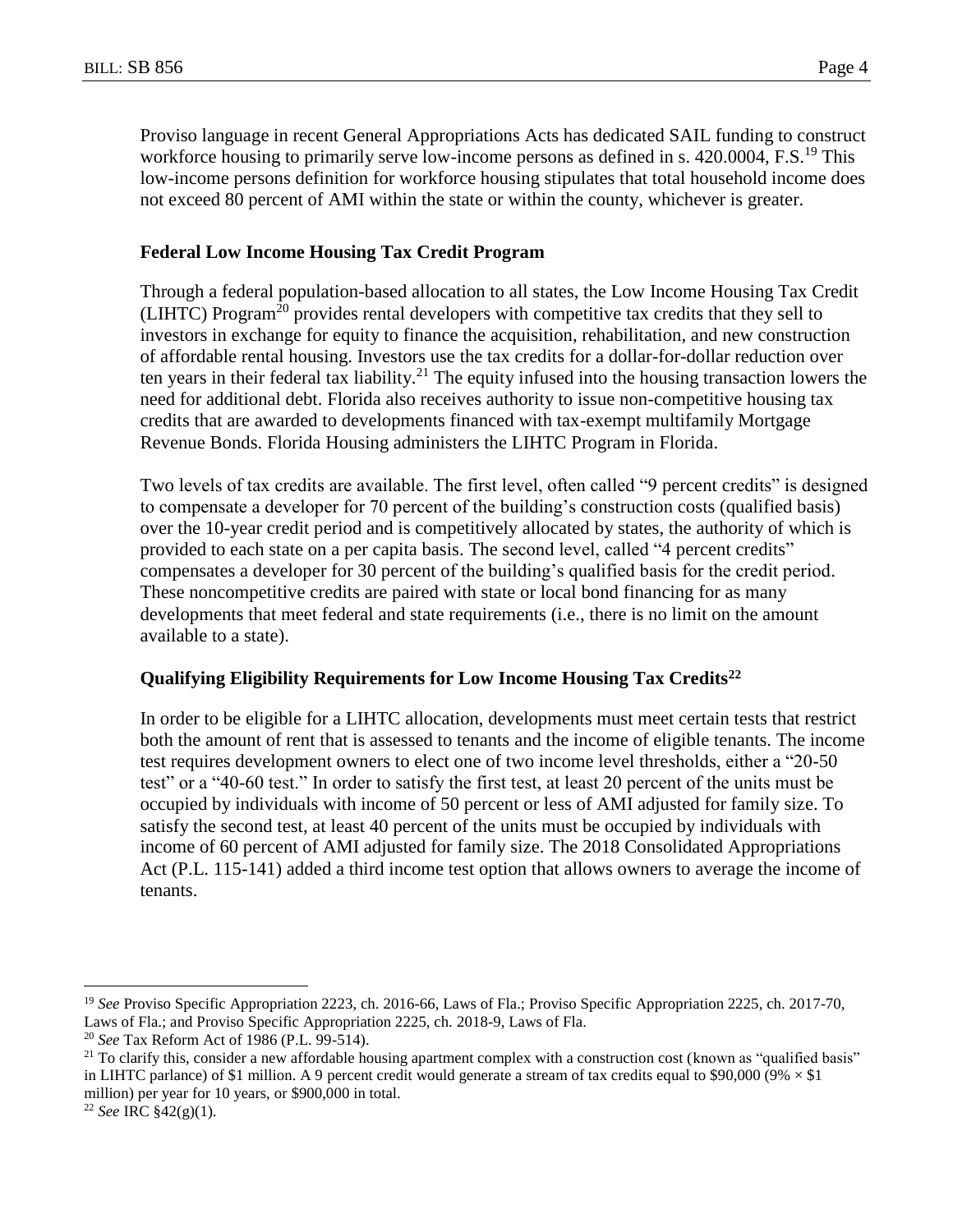Proviso language in recent General Appropriations Acts has dedicated SAIL funding to construct workforce housing to primarily serve low-income persons as defined in s. 420.0004, F.S.[19] This low-income persons definition for workforce housing stipulates that total household income does not exceed 80 percent of AMI within the state or within the county, whichever is greater.

### Federal Low Income Housing Tax Credit Program

Through a federal population-based allocation to all states, the Low Income Housing Tax Credit (LIHTC) Program[20] provides rental developers with competitive tax credits that they sell to investors in exchange for equity to finance the acquisition, rehabilitation, and new construction of affordable rental housing. Investors use the tax credits for a dollar-for-dollar reduction over ten years in their federal tax liability.[21] The equity infused into the housing transaction lowers the need for additional debt. Florida also receives authority to issue non-competitive housing tax credits that are awarded to developments financed with tax-exempt multifamily Mortgage Revenue Bonds. Florida Housing administers the LIHTC Program in Florida.

Two levels of tax credits are available. The first level, often called "9 percent credits" is designed to compensate a developer for 70 percent of the building's construction costs (qualified basis) over the 10-year credit period and is competitively allocated by states, the authority of which is provided to each state on a per capita basis. The second level, called "4 percent credits" compensates a developer for 30 percent of the building's qualified basis for the credit period. These noncompetitive credits are paired with state or local bond financing for as many developments that meet federal and state requirements (i.e., there is no limit on the amount available to a state).

### Qualifying Eligibility Requirements for Low Income Housing Tax Credits[22]

In order to be eligible for a LIHTC allocation, developments must meet certain tests that restrict both the amount of rent that is assessed to tenants and the income of eligible tenants. The income test requires development owners to elect one of two income level thresholds, either a "20-50 test" or a "40-60 test." In order to satisfy the first test, at least 20 percent of the units must be occupied by individuals with income of 50 percent or less of AMI adjusted for family size. To satisfy the second test, at least 40 percent of the units must be occupied by individuals with income of 60 percent of AMI adjusted for family size. The 2018 Consolidated Appropriations Act (P.L. 115-141) added a third income test option that allows owners to average the income of tenants.

---

[19] *See* Proviso Specific Appropriation 2223, ch. 2016-66, Laws of Fla.; Proviso Specific Appropriation 2225, ch. 2017-70, Laws of Fla.; and Proviso Specific Appropriation 2225, ch. 2018-9, Laws of Fla.

[20] *See* Tax Reform Act of 1986 (P.L. 99-514).

[21] To clarify this, consider a new affordable housing apartment complex with a construction cost (known as "qualified basis" in LIHTC parlance) of $1 million. A 9 percent credit would generate a stream of tax credits equal to $90,000 (9% × $1 million) per year for 10 years, or $900,000 in total.

[22] *See* IRC §42(g)(1).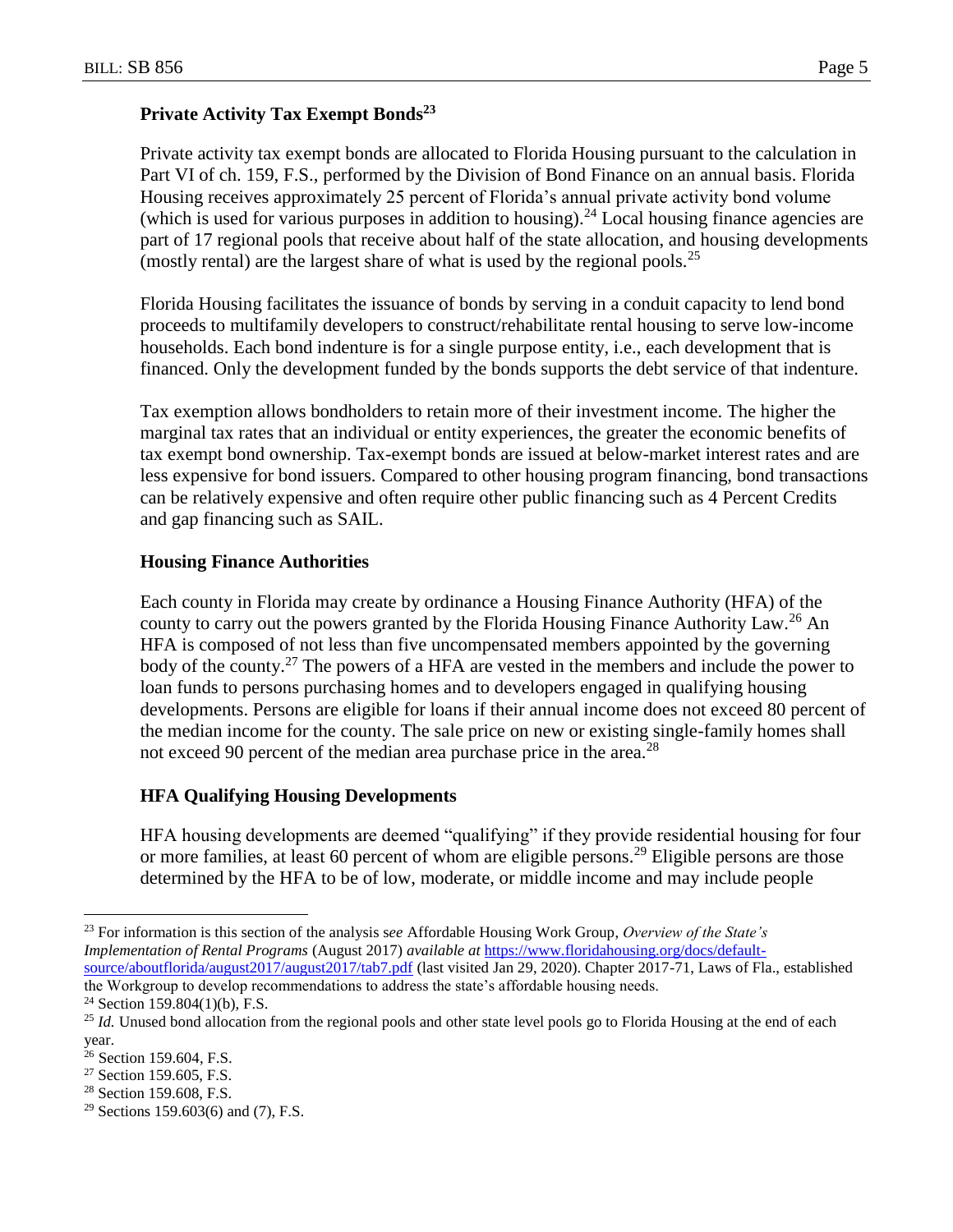### Private Activity Tax Exempt Bonds[23]

Private activity tax exempt bonds are allocated to Florida Housing pursuant to the calculation in Part VI of ch. 159, F.S., performed by the Division of Bond Finance on an annual basis. Florida Housing receives approximately 25 percent of Florida's annual private activity bond volume (which is used for various purposes in addition to housing).[24] Local housing finance agencies are part of 17 regional pools that receive about half of the state allocation, and housing developments (mostly rental) are the largest share of what is used by the regional pools.[25]

Florida Housing facilitates the issuance of bonds by serving in a conduit capacity to lend bond proceeds to multifamily developers to construct/rehabilitate rental housing to serve low-income households. Each bond indenture is for a single purpose entity, i.e., each development that is financed. Only the development funded by the bonds supports the debt service of that indenture.

Tax exemption allows bondholders to retain more of their investment income. The higher the marginal tax rates that an individual or entity experiences, the greater the economic benefits of tax exempt bond ownership. Tax-exempt bonds are issued at below-market interest rates and are less expensive for bond issuers. Compared to other housing program financing, bond transactions can be relatively expensive and often require other public financing such as 4 Percent Credits and gap financing such as SAIL.

### Housing Finance Authorities

Each county in Florida may create by ordinance a Housing Finance Authority (HFA) of the county to carry out the powers granted by the Florida Housing Finance Authority Law.[26] An HFA is composed of not less than five uncompensated members appointed by the governing body of the county.[27] The powers of a HFA are vested in the members and include the power to loan funds to persons purchasing homes and to developers engaged in qualifying housing developments. Persons are eligible for loans if their annual income does not exceed 80 percent of the median income for the county. The sale price on new or existing single-family homes shall not exceed 90 percent of the median area purchase price in the area.[28]

### HFA Qualifying Housing Developments

HFA housing developments are deemed "qualifying" if they provide residential housing for four or more families, at least 60 percent of whom are eligible persons.[29] Eligible persons are those determined by the HFA to be of low, moderate, or middle income and may include people

---

[23] For information is this section of the analysis s*ee* Affordable Housing Work Group, *Overview of the State's Implementation of Rental Programs* (August 2017) *available at* https://www.floridahousing.org/docs/default-source/aboutflorida/august2017/august2017/tab7.pdf (last visited Jan 29, 2020). Chapter 2017-71, Laws of Fla., established the Workgroup to develop recommendations to address the state's affordable housing needs.

[24] Section 159.804(1)(b), F.S.

[25] *Id.* Unused bond allocation from the regional pools and other state level pools go to Florida Housing at the end of each year.

[26] Section 159.604, F.S.

[27] Section 159.605, F.S.

[28] Section 159.608, F.S.

[29] Sections 159.603(6) and (7), F.S.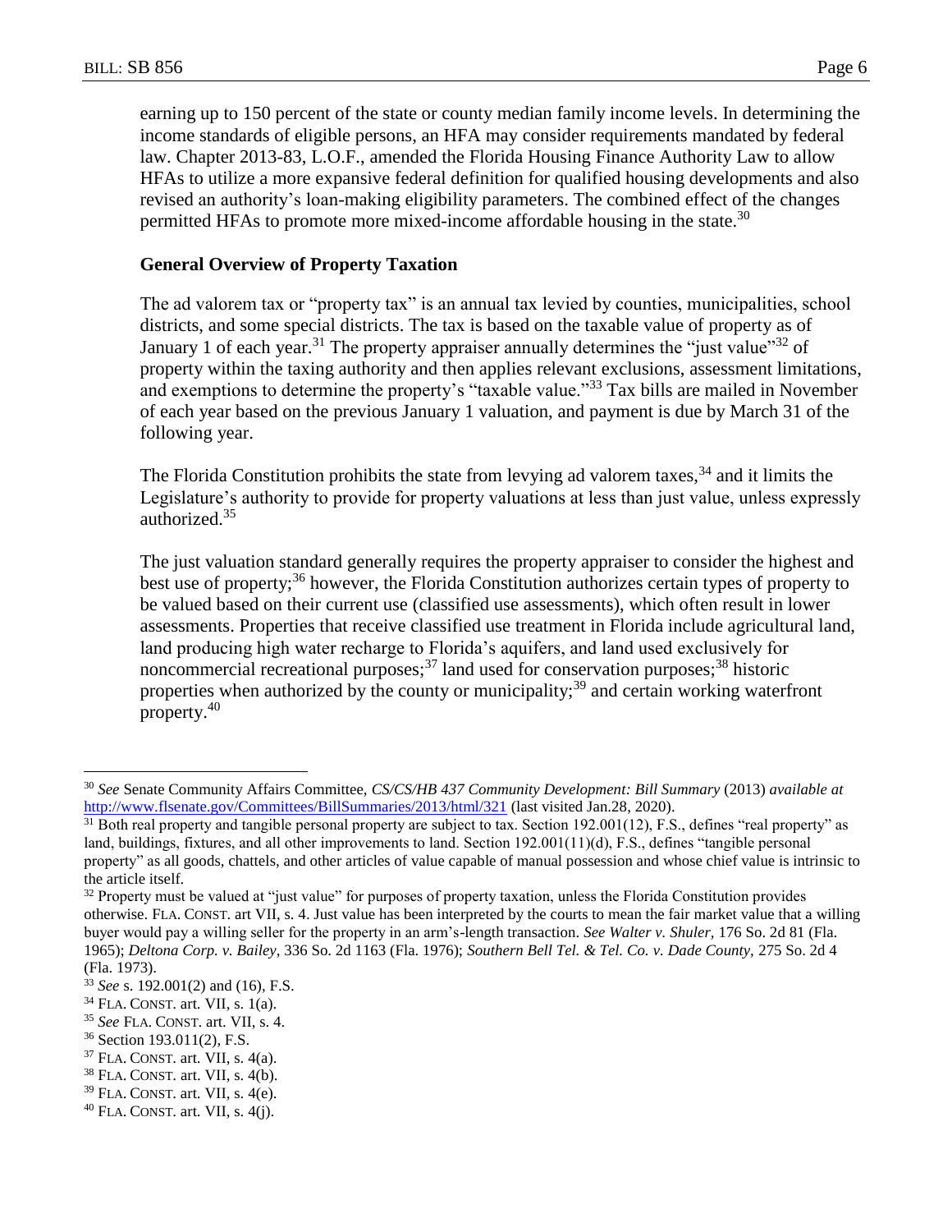earning up to 150 percent of the state or county median family income levels. In determining the income standards of eligible persons, an HFA may consider requirements mandated by federal law. Chapter 2013-83, L.O.F., amended the Florida Housing Finance Authority Law to allow HFAs to utilize a more expansive federal definition for qualified housing developments and also revised an authority's loan-making eligibility parameters. The combined effect of the changes permitted HFAs to promote more mixed-income affordable housing in the state.[30]

**General Overview of Property Taxation**

The ad valorem tax or "property tax" is an annual tax levied by counties, municipalities, school districts, and some special districts. The tax is based on the taxable value of property as of January 1 of each year.[31] The property appraiser annually determines the "just value"[32] of property within the taxing authority and then applies relevant exclusions, assessment limitations, and exemptions to determine the property's "taxable value."[33] Tax bills are mailed in November of each year based on the previous January 1 valuation, and payment is due by March 31 of the following year.

The Florida Constitution prohibits the state from levying ad valorem taxes,[34] and it limits the Legislature's authority to provide for property valuations at less than just value, unless expressly authorized.[35]

The just valuation standard generally requires the property appraiser to consider the highest and best use of property;[36] however, the Florida Constitution authorizes certain types of property to be valued based on their current use (classified use assessments), which often result in lower assessments. Properties that receive classified use treatment in Florida include agricultural land, land producing high water recharge to Florida's aquifers, and land used exclusively for noncommercial recreational purposes;[37] land used for conservation purposes;[38] historic properties when authorized by the county or municipality;[39] and certain working waterfront property.[40]

---

[30] *See* Senate Community Affairs Committee, *CS/CS/HB 437 Community Development: Bill Summary* (2013) *available at* http://www.flsenate.gov/Committees/BillSummaries/2013/html/321 (last visited Jan.28, 2020).

[31] Both real property and tangible personal property are subject to tax. Section 192.001(12), F.S., defines "real property" as land, buildings, fixtures, and all other improvements to land. Section 192.001(11)(d), F.S., defines "tangible personal property" as all goods, chattels, and other articles of value capable of manual possession and whose chief value is intrinsic to the article itself.

[32] Property must be valued at "just value" for purposes of property taxation, unless the Florida Constitution provides otherwise. FLA. CONST. art VII, s. 4. Just value has been interpreted by the courts to mean the fair market value that a willing buyer would pay a willing seller for the property in an arm's-length transaction. *See Walter v. Shuler*, 176 So. 2d 81 (Fla. 1965); *Deltona Corp. v. Bailey*, 336 So. 2d 1163 (Fla. 1976); *Southern Bell Tel. & Tel. Co. v. Dade County*, 275 So. 2d 4 (Fla. 1973).

[33] *See* s. 192.001(2) and (16), F.S.

[34] FLA. CONST. art. VII, s. 1(a).

[35] *See* FLA. CONST. art. VII, s. 4.

[36] Section 193.011(2), F.S.

[37] FLA. CONST. art. VII, s. 4(a).

[38] FLA. CONST. art. VII, s. 4(b).

[39] FLA. CONST. art. VII, s. 4(e).

[40] FLA. CONST. art. VII, s. 4(j).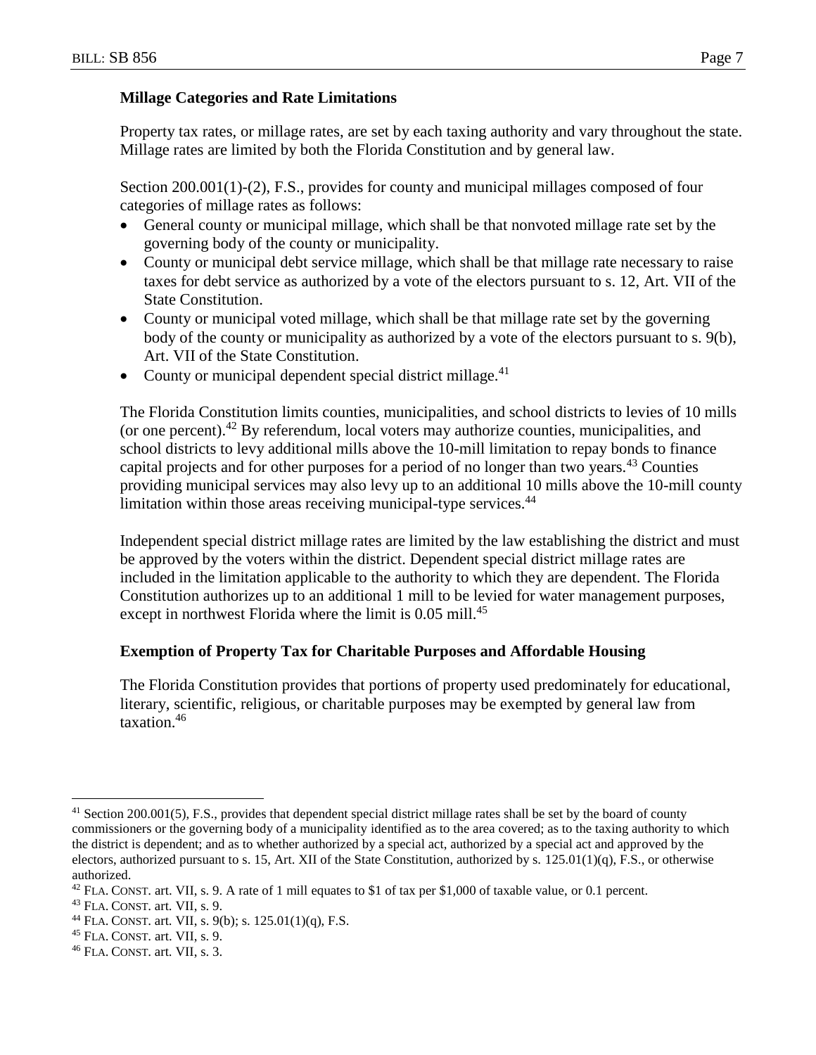**Millage Categories and Rate Limitations**

Property tax rates, or millage rates, are set by each taxing authority and vary throughout the state. Millage rates are limited by both the Florida Constitution and by general law.

Section 200.001(1)-(2), F.S., provides for county and municipal millages composed of four categories of millage rates as follows:

- General county or municipal millage, which shall be that nonvoted millage rate set by the governing body of the county or municipality.
- County or municipal debt service millage, which shall be that millage rate necessary to raise taxes for debt service as authorized by a vote of the electors pursuant to s. 12, Art. VII of the State Constitution.
- County or municipal voted millage, which shall be that millage rate set by the governing body of the county or municipality as authorized by a vote of the electors pursuant to s. 9(b), Art. VII of the State Constitution.
- County or municipal dependent special district millage.[41]

The Florida Constitution limits counties, municipalities, and school districts to levies of 10 mills (or one percent).[42] By referendum, local voters may authorize counties, municipalities, and school districts to levy additional mills above the 10-mill limitation to repay bonds to finance capital projects and for other purposes for a period of no longer than two years.[43] Counties providing municipal services may also levy up to an additional 10 mills above the 10-mill county limitation within those areas receiving municipal-type services.[44]

Independent special district millage rates are limited by the law establishing the district and must be approved by the voters within the district. Dependent special district millage rates are included in the limitation applicable to the authority to which they are dependent. The Florida Constitution authorizes up to an additional 1 mill to be levied for water management purposes, except in northwest Florida where the limit is 0.05 mill.[45]

**Exemption of Property Tax for Charitable Purposes and Affordable Housing**

The Florida Constitution provides that portions of property used predominately for educational, literary, scientific, religious, or charitable purposes may be exempted by general law from taxation.[46]

---

[41] Section 200.001(5), F.S., provides that dependent special district millage rates shall be set by the board of county commissioners or the governing body of a municipality identified as to the area covered; as to the taxing authority to which the district is dependent; and as to whether authorized by a special act, authorized by a special act and approved by the electors, authorized pursuant to s. 15, Art. XII of the State Constitution, authorized by s. 125.01(1)(q), F.S., or otherwise authorized.

[42] FLA. CONST. art. VII, s. 9. A rate of 1 mill equates to $1 of tax per $1,000 of taxable value, or 0.1 percent.

[43] FLA. CONST. art. VII, s. 9.

[44] FLA. CONST. art. VII, s. 9(b); s. 125.01(1)(q), F.S.

[45] FLA. CONST. art. VII, s. 9.

[46] FLA. CONST. art. VII, s. 3.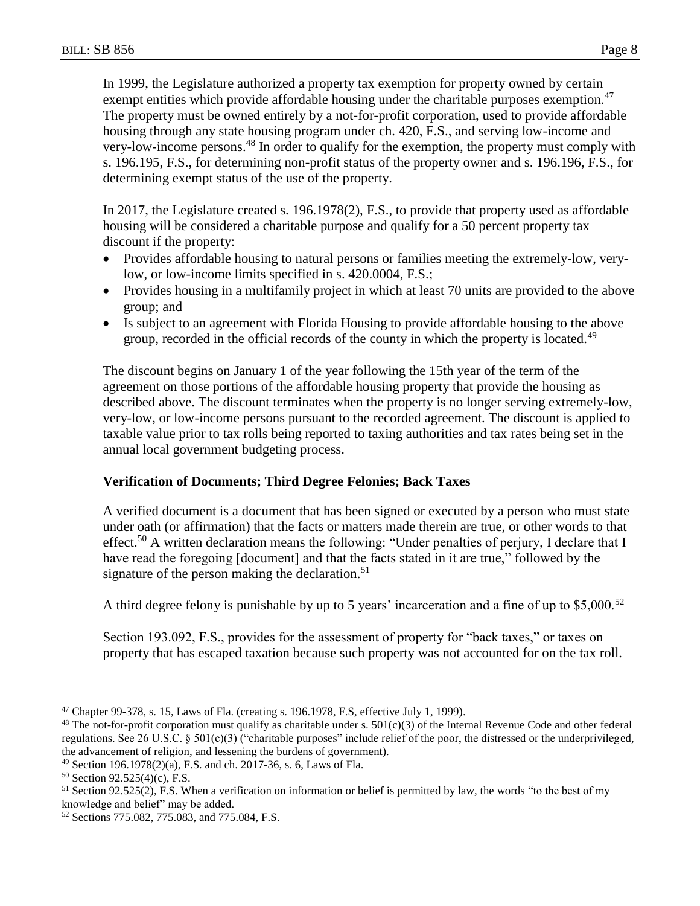In 1999, the Legislature authorized a property tax exemption for property owned by certain exempt entities which provide affordable housing under the charitable purposes exemption.[47] The property must be owned entirely by a not-for-profit corporation, used to provide affordable housing through any state housing program under ch. 420, F.S., and serving low-income and very-low-income persons.[48] In order to qualify for the exemption, the property must comply with s. 196.195, F.S., for determining non-profit status of the property owner and s. 196.196, F.S., for determining exempt status of the use of the property.

In 2017, the Legislature created s. 196.1978(2), F.S., to provide that property used as affordable housing will be considered a charitable purpose and qualify for a 50 percent property tax discount if the property:

- Provides affordable housing to natural persons or families meeting the extremely-low, very-low, or low-income limits specified in s. 420.0004, F.S.;
- Provides housing in a multifamily project in which at least 70 units are provided to the above group; and
- Is subject to an agreement with Florida Housing to provide affordable housing to the above group, recorded in the official records of the county in which the property is located.[49]

The discount begins on January 1 of the year following the 15th year of the term of the agreement on those portions of the affordable housing property that provide the housing as described above. The discount terminates when the property is no longer serving extremely-low, very-low, or low-income persons pursuant to the recorded agreement. The discount is applied to taxable value prior to tax rolls being reported to taxing authorities and tax rates being set in the annual local government budgeting process.

### Verification of Documents; Third Degree Felonies; Back Taxes

A verified document is a document that has been signed or executed by a person who must state under oath (or affirmation) that the facts or matters made therein are true, or other words to that effect.[50] A written declaration means the following: "Under penalties of perjury, I declare that I have read the foregoing [document] and that the facts stated in it are true," followed by the signature of the person making the declaration.[51]

A third degree felony is punishable by up to 5 years' incarceration and a fine of up to $5,000.[52]

Section 193.092, F.S., provides for the assessment of property for "back taxes," or taxes on property that has escaped taxation because such property was not accounted for on the tax roll.

---

[47] Chapter 99-378, s. 15, Laws of Fla. (creating s. 196.1978, F.S, effective July 1, 1999).

[48] The not-for-profit corporation must qualify as charitable under s. 501(c)(3) of the Internal Revenue Code and other federal regulations. See 26 U.S.C. § 501(c)(3) ("charitable purposes" include relief of the poor, the distressed or the underprivileged, the advancement of religion, and lessening the burdens of government).

[49] Section 196.1978(2)(a), F.S. and ch. 2017-36, s. 6, Laws of Fla.

[50] Section 92.525(4)(c), F.S.

[51] Section 92.525(2), F.S. When a verification on information or belief is permitted by law, the words "to the best of my knowledge and belief" may be added.

[52] Sections 775.082, 775.083, and 775.084, F.S.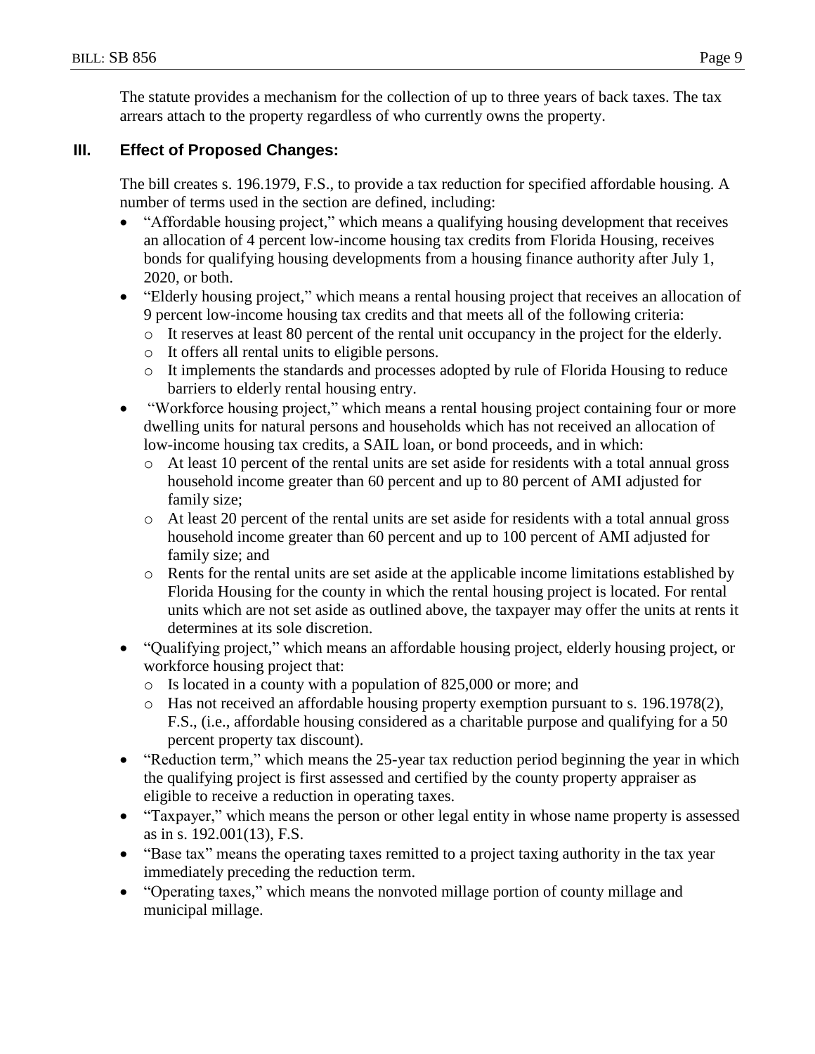The statute provides a mechanism for the collection of up to three years of back taxes. The tax arrears attach to the property regardless of who currently owns the property.

## III. Effect of Proposed Changes:

The bill creates s. 196.1979, F.S., to provide a tax reduction for specified affordable housing. A number of terms used in the section are defined, including:

- "Affordable housing project," which means a qualifying housing development that receives an allocation of 4 percent low-income housing tax credits from Florida Housing, receives bonds for qualifying housing developments from a housing finance authority after July 1, 2020, or both.
- "Elderly housing project," which means a rental housing project that receives an allocation of 9 percent low-income housing tax credits and that meets all of the following criteria:
  - It reserves at least 80 percent of the rental unit occupancy in the project for the elderly.
  - It offers all rental units to eligible persons.
  - It implements the standards and processes adopted by rule of Florida Housing to reduce barriers to elderly rental housing entry.
- "Workforce housing project," which means a rental housing project containing four or more dwelling units for natural persons and households which has not received an allocation of low-income housing tax credits, a SAIL loan, or bond proceeds, and in which:
  - At least 10 percent of the rental units are set aside for residents with a total annual gross household income greater than 60 percent and up to 80 percent of AMI adjusted for family size;
  - At least 20 percent of the rental units are set aside for residents with a total annual gross household income greater than 60 percent and up to 100 percent of AMI adjusted for family size; and
  - Rents for the rental units are set aside at the applicable income limitations established by Florida Housing for the county in which the rental housing project is located. For rental units which are not set aside as outlined above, the taxpayer may offer the units at rents it determines at its sole discretion.
- "Qualifying project," which means an affordable housing project, elderly housing project, or workforce housing project that:
  - Is located in a county with a population of 825,000 or more; and
  - Has not received an affordable housing property exemption pursuant to s. 196.1978(2), F.S., (i.e., affordable housing considered as a charitable purpose and qualifying for a 50 percent property tax discount).
- "Reduction term," which means the 25-year tax reduction period beginning the year in which the qualifying project is first assessed and certified by the county property appraiser as eligible to receive a reduction in operating taxes.
- "Taxpayer," which means the person or other legal entity in whose name property is assessed as in s. 192.001(13), F.S.
- "Base tax" means the operating taxes remitted to a project taxing authority in the tax year immediately preceding the reduction term.
- "Operating taxes," which means the nonvoted millage portion of county millage and municipal millage.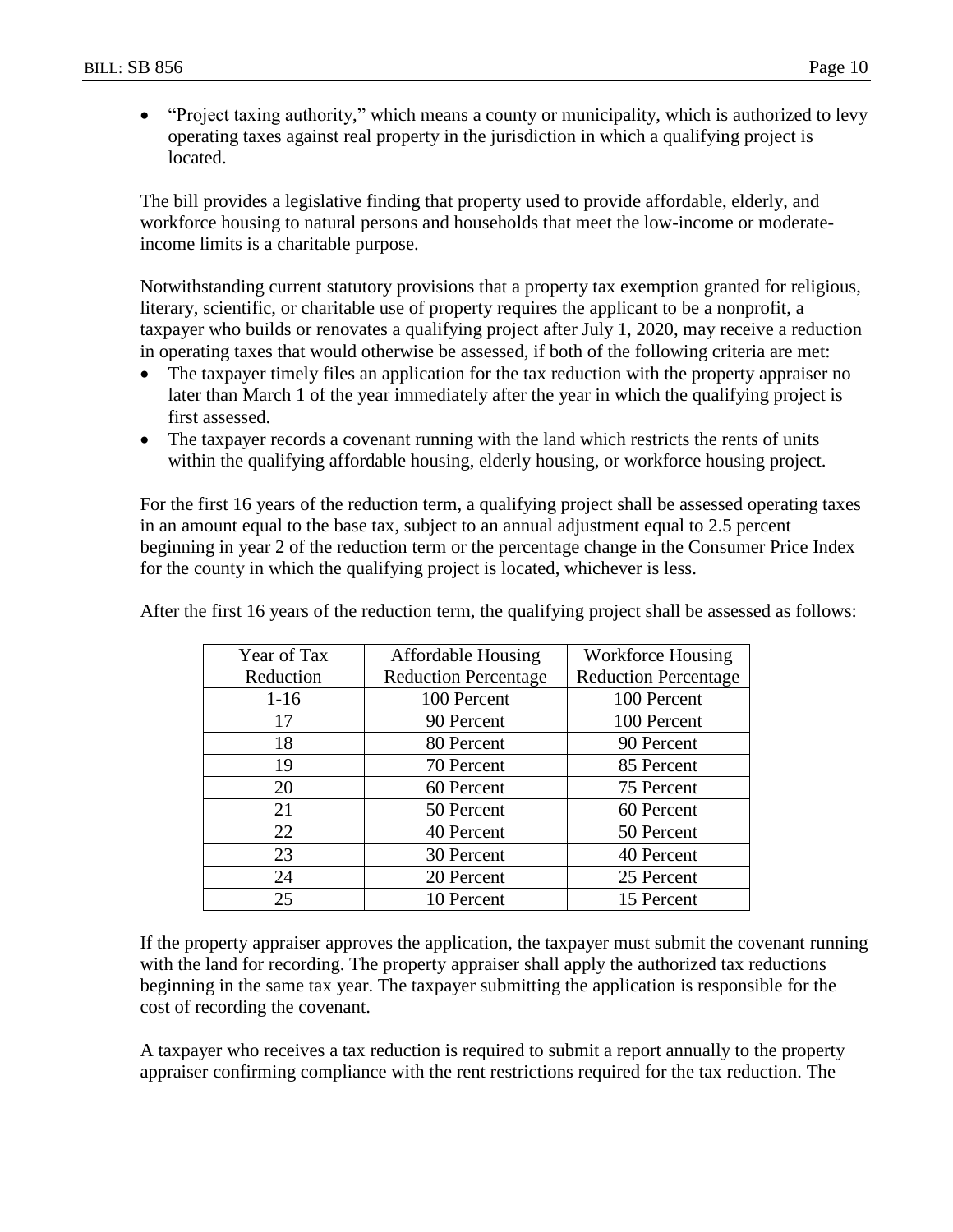- "Project taxing authority," which means a county or municipality, which is authorized to levy operating taxes against real property in the jurisdiction in which a qualifying project is located.

The bill provides a legislative finding that property used to provide affordable, elderly, and workforce housing to natural persons and households that meet the low-income or moderate-income limits is a charitable purpose.

Notwithstanding current statutory provisions that a property tax exemption granted for religious, literary, scientific, or charitable use of property requires the applicant to be a nonprofit, a taxpayer who builds or renovates a qualifying project after July 1, 2020, may receive a reduction in operating taxes that would otherwise be assessed, if both of the following criteria are met:

- The taxpayer timely files an application for the tax reduction with the property appraiser no later than March 1 of the year immediately after the year in which the qualifying project is first assessed.
- The taxpayer records a covenant running with the land which restricts the rents of units within the qualifying affordable housing, elderly housing, or workforce housing project.

For the first 16 years of the reduction term, a qualifying project shall be assessed operating taxes in an amount equal to the base tax, subject to an annual adjustment equal to 2.5 percent beginning in year 2 of the reduction term or the percentage change in the Consumer Price Index for the county in which the qualifying project is located, whichever is less.

After the first 16 years of the reduction term, the qualifying project shall be assessed as follows:

| Year of Tax Reduction | Affordable Housing Reduction Percentage | Workforce Housing Reduction Percentage |
|---|---|---|
| 1-16 | 100 Percent | 100 Percent |
| 17 | 90 Percent | 100 Percent |
| 18 | 80 Percent | 90 Percent |
| 19 | 70 Percent | 85 Percent |
| 20 | 60 Percent | 75 Percent |
| 21 | 50 Percent | 60 Percent |
| 22 | 40 Percent | 50 Percent |
| 23 | 30 Percent | 40 Percent |
| 24 | 20 Percent | 25 Percent |
| 25 | 10 Percent | 15 Percent |

If the property appraiser approves the application, the taxpayer must submit the covenant running with the land for recording. The property appraiser shall apply the authorized tax reductions beginning in the same tax year. The taxpayer submitting the application is responsible for the cost of recording the covenant.

A taxpayer who receives a tax reduction is required to submit a report annually to the property appraiser confirming compliance with the rent restrictions required for the tax reduction. The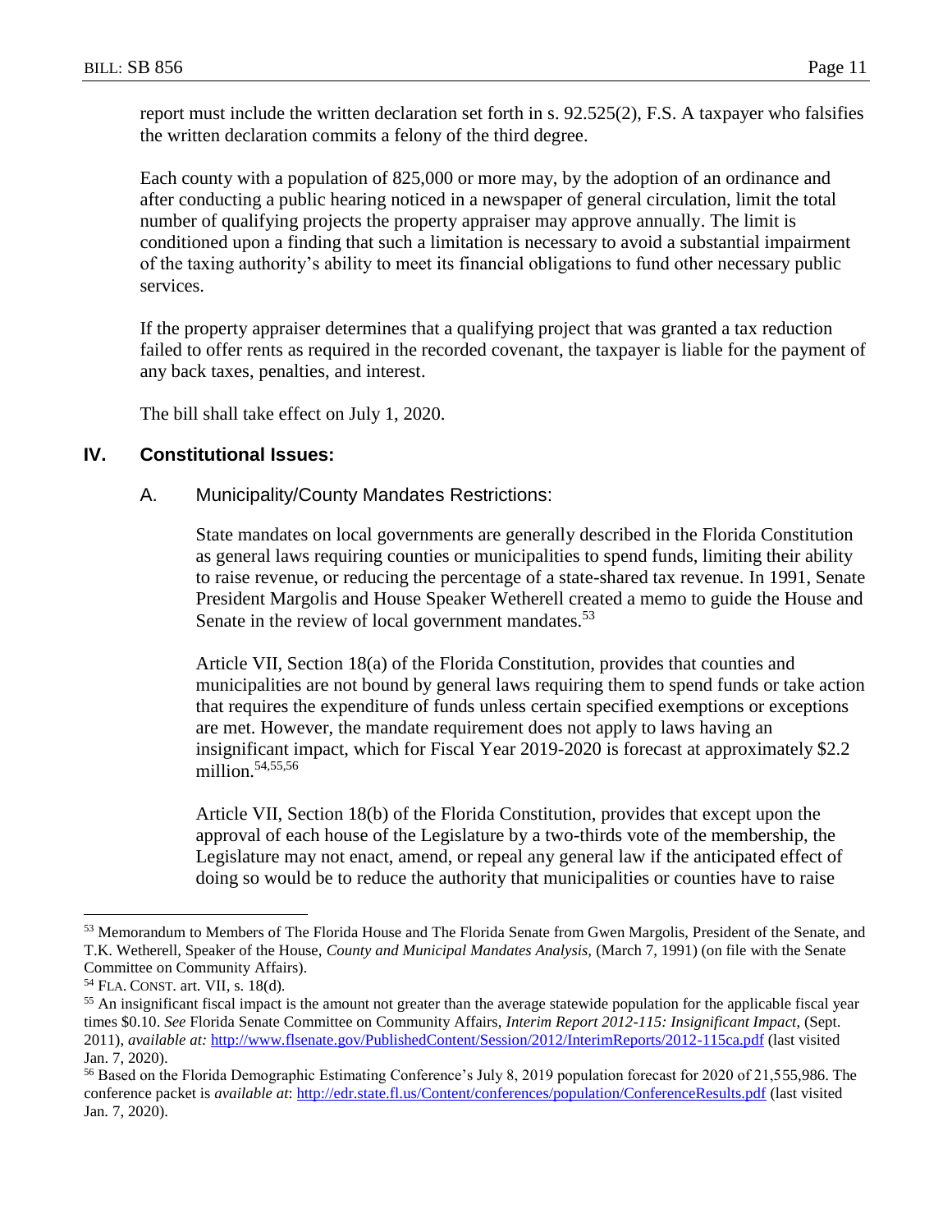report must include the written declaration set forth in s. 92.525(2), F.S. A taxpayer who falsifies the written declaration commits a felony of the third degree.

Each county with a population of 825,000 or more may, by the adoption of an ordinance and after conducting a public hearing noticed in a newspaper of general circulation, limit the total number of qualifying projects the property appraiser may approve annually. The limit is conditioned upon a finding that such a limitation is necessary to avoid a substantial impairment of the taxing authority's ability to meet its financial obligations to fund other necessary public services.

If the property appraiser determines that a qualifying project that was granted a tax reduction failed to offer rents as required in the recorded covenant, the taxpayer is liable for the payment of any back taxes, penalties, and interest.

The bill shall take effect on July 1, 2020.

## IV. Constitutional Issues:

### A. Municipality/County Mandates Restrictions:

State mandates on local governments are generally described in the Florida Constitution as general laws requiring counties or municipalities to spend funds, limiting their ability to raise revenue, or reducing the percentage of a state-shared tax revenue. In 1991, Senate President Margolis and House Speaker Wetherell created a memo to guide the House and Senate in the review of local government mandates.[53]

Article VII, Section 18(a) of the Florida Constitution, provides that counties and municipalities are not bound by general laws requiring them to spend funds or take action that requires the expenditure of funds unless certain specified exemptions or exceptions are met. However, the mandate requirement does not apply to laws having an insignificant impact, which for Fiscal Year 2019-2020 is forecast at approximately $2.2 million.[54,55,56]

Article VII, Section 18(b) of the Florida Constitution, provides that except upon the approval of each house of the Legislature by a two-thirds vote of the membership, the Legislature may not enact, amend, or repeal any general law if the anticipated effect of doing so would be to reduce the authority that municipalities or counties have to raise

---

[53] Memorandum to Members of The Florida House and The Florida Senate from Gwen Margolis, President of the Senate, and T.K. Wetherell, Speaker of the House, *County and Municipal Mandates Analysis,* (March 7, 1991) (on file with the Senate Committee on Community Affairs).

[54] FLA. CONST. art. VII, s. 18(d).

[55] An insignificant fiscal impact is the amount not greater than the average statewide population for the applicable fiscal year times $0.10. *See* Florida Senate Committee on Community Affairs, *Interim Report 2012-115: Insignificant Impact,* (Sept. 2011), *available at:* http://www.flsenate.gov/PublishedContent/Session/2012/InterimReports/2012-115ca.pdf (last visited Jan. 7, 2020).

[56] Based on the Florida Demographic Estimating Conference's July 8, 2019 population forecast for 2020 of 21,555,986. The conference packet is *available at*: http://edr.state.fl.us/Content/conferences/population/ConferenceResults.pdf (last visited Jan. 7, 2020).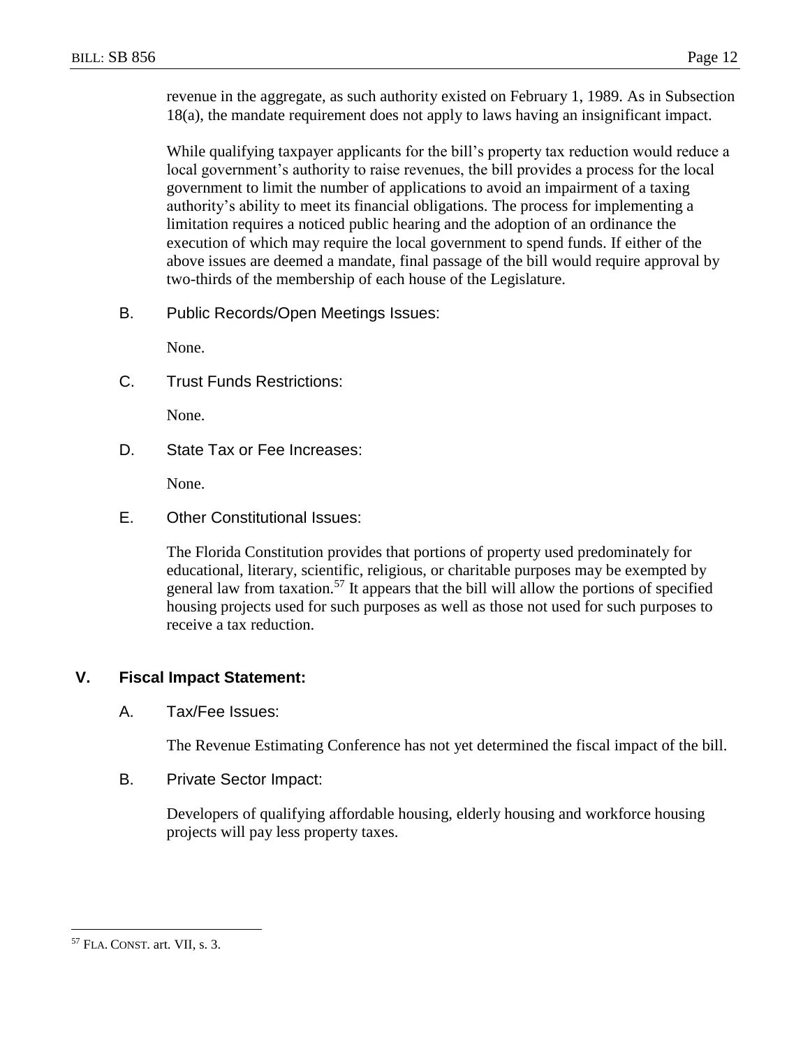revenue in the aggregate, as such authority existed on February 1, 1989. As in Subsection 18(a), the mandate requirement does not apply to laws having an insignificant impact.

While qualifying taxpayer applicants for the bill's property tax reduction would reduce a local government's authority to raise revenues, the bill provides a process for the local government to limit the number of applications to avoid an impairment of a taxing authority's ability to meet its financial obligations. The process for implementing a limitation requires a noticed public hearing and the adoption of an ordinance the execution of which may require the local government to spend funds. If either of the above issues are deemed a mandate, final passage of the bill would require approval by two-thirds of the membership of each house of the Legislature.

### B. Public Records/Open Meetings Issues:

None.

### C. Trust Funds Restrictions:

None.

### D. State Tax or Fee Increases:

None.

### E. Other Constitutional Issues:

The Florida Constitution provides that portions of property used predominately for educational, literary, scientific, religious, or charitable purposes may be exempted by general law from taxation.[57] It appears that the bill will allow the portions of specified housing projects used for such purposes as well as those not used for such purposes to receive a tax reduction.

## V. Fiscal Impact Statement:

### A. Tax/Fee Issues:

The Revenue Estimating Conference has not yet determined the fiscal impact of the bill.

### B. Private Sector Impact:

Developers of qualifying affordable housing, elderly housing and workforce housing projects will pay less property taxes.

---

[57] FLA. CONST. art. VII, s. 3.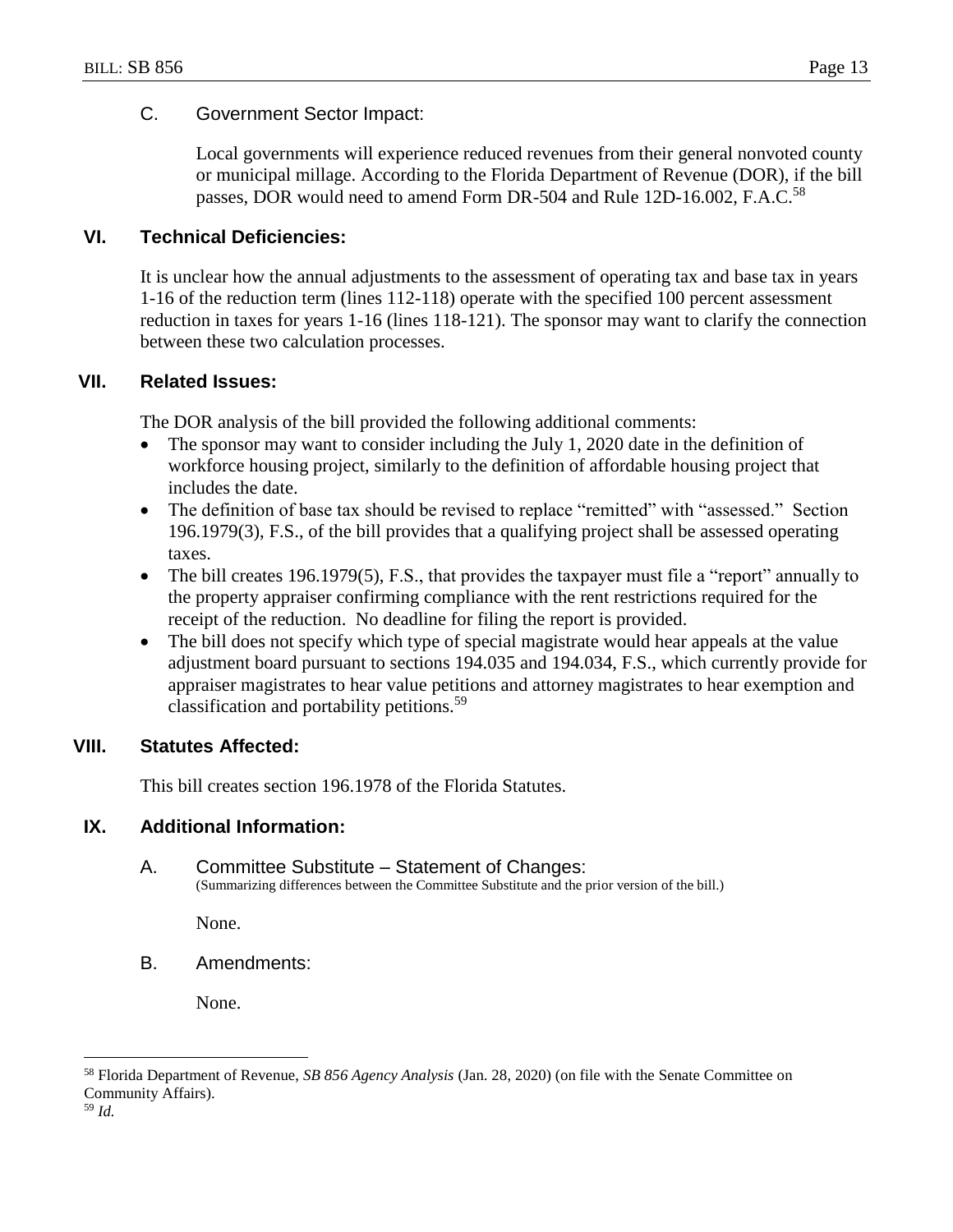### C. Government Sector Impact:

Local governments will experience reduced revenues from their general nonvoted county or municipal millage. According to the Florida Department of Revenue (DOR), if the bill passes, DOR would need to amend Form DR-504 and Rule 12D-16.002, F.A.C.[58]

## VI. Technical Deficiencies:

It is unclear how the annual adjustments to the assessment of operating tax and base tax in years 1-16 of the reduction term (lines 112-118) operate with the specified 100 percent assessment reduction in taxes for years 1-16 (lines 118-121). The sponsor may want to clarify the connection between these two calculation processes.

## VII. Related Issues:

The DOR analysis of the bill provided the following additional comments:

- The sponsor may want to consider including the July 1, 2020 date in the definition of workforce housing project, similarly to the definition of affordable housing project that includes the date.
- The definition of base tax should be revised to replace "remitted" with "assessed." Section 196.1979(3), F.S., of the bill provides that a qualifying project shall be assessed operating taxes.
- The bill creates 196.1979(5), F.S., that provides the taxpayer must file a "report" annually to the property appraiser confirming compliance with the rent restrictions required for the receipt of the reduction. No deadline for filing the report is provided.
- The bill does not specify which type of special magistrate would hear appeals at the value adjustment board pursuant to sections 194.035 and 194.034, F.S., which currently provide for appraiser magistrates to hear value petitions and attorney magistrates to hear exemption and classification and portability petitions.[59]

## VIII. Statutes Affected:

This bill creates section 196.1978 of the Florida Statutes.

## IX. Additional Information:

### A. Committee Substitute – Statement of Changes:
(Summarizing differences between the Committee Substitute and the prior version of the bill.)

None.

### B. Amendments:

None.

---

[58] Florida Department of Revenue, *SB 856 Agency Analysis* (Jan. 28, 2020) (on file with the Senate Committee on Community Affairs).

[59] *Id.*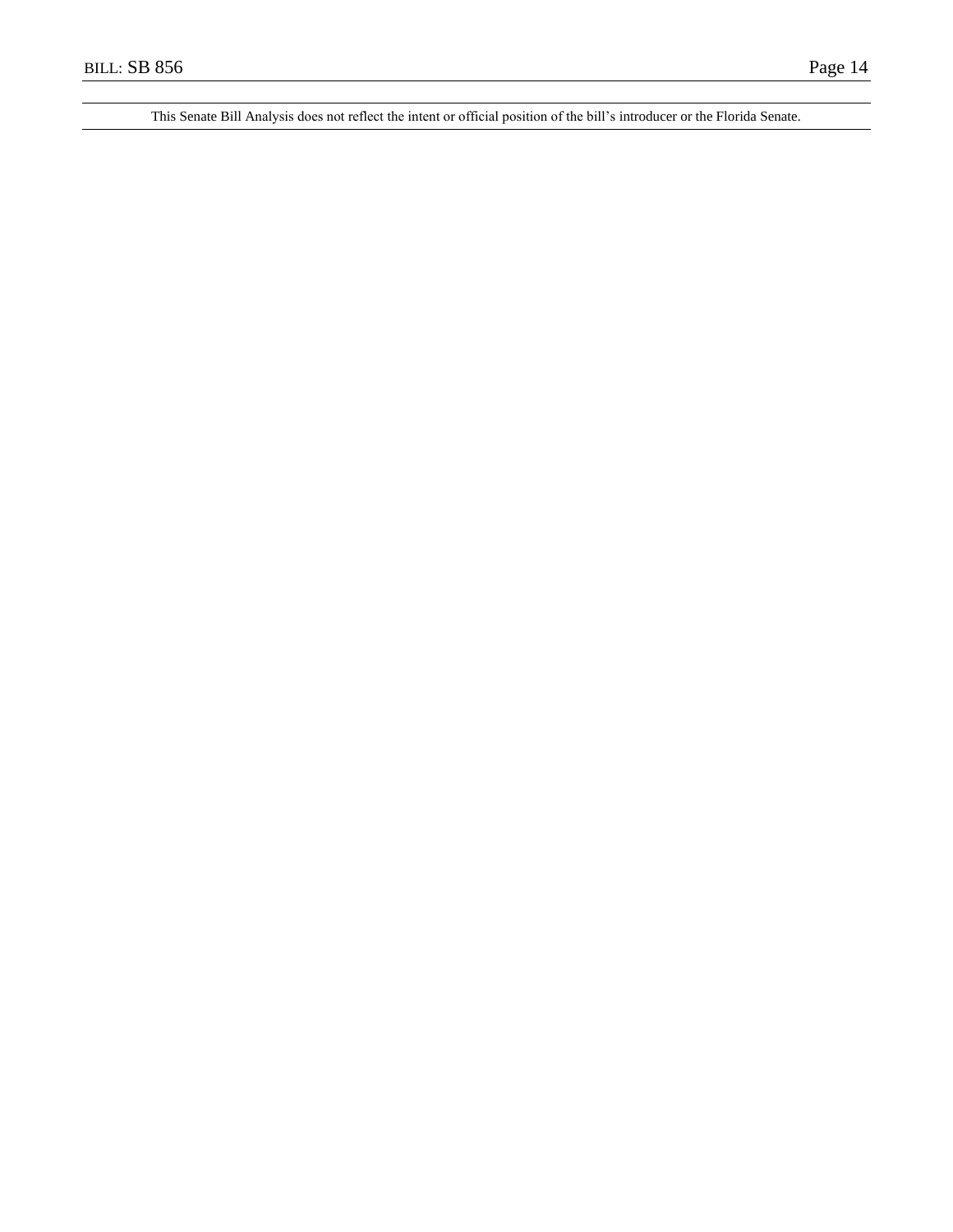This Senate Bill Analysis does not reflect the intent or official position of the bill's introducer or the Florida Senate.